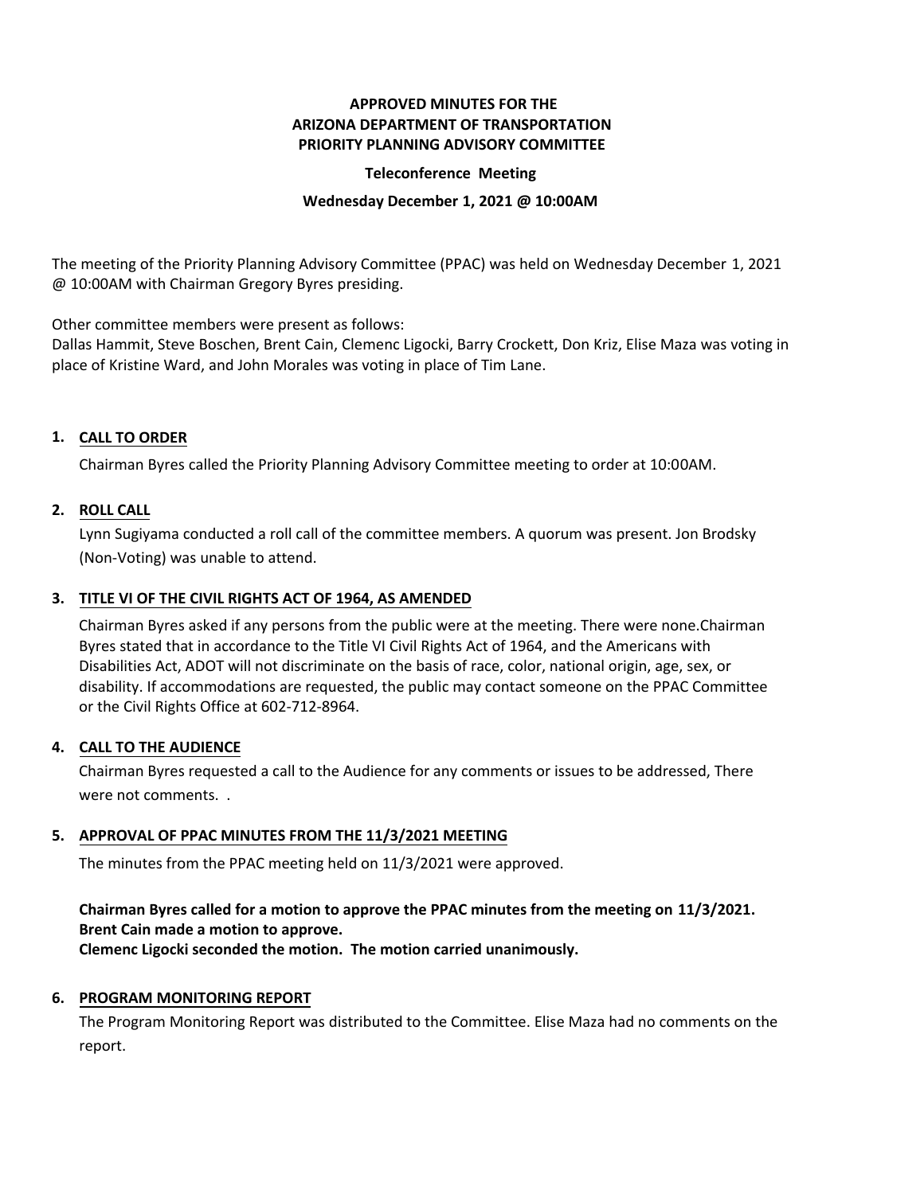**APPROVED MINUTES FOR THE ARIZONA DEPARTMENT OF TRANSPORTATION PRIORITY PLANNING ADVISORY COMMITTEE**

**Teleconference Meeting**

**Wednesday December 1, 2021 @ 10:00AM**

The meeting of the Priority Planning Advisory Committee (PPAC) was held on Wednesday December 1, 2021 @ 10:00AM with Chairman Gregory Byres presiding.

Other committee members were present as follows:
Dallas Hammit, Steve Boschen, Brent Cain, Clemenc Ligocki, Barry Crockett, Don Kriz, Elise Maza was voting in place of Kristine Ward, and John Morales was voting in place of Tim Lane.

**1. CALL TO ORDER**

Chairman Byres called the Priority Planning Advisory Committee meeting to order at 10:00AM.

**2. ROLL CALL**

Lynn Sugiyama conducted a roll call of the committee members. A quorum was present. Jon Brodsky (Non-Voting) was unable to attend.

**3. TITLE VI OF THE CIVIL RIGHTS ACT OF 1964, AS AMENDED**

Chairman Byres asked if any persons from the public were at the meeting. There were none.Chairman Byres stated that in accordance to the Title VI Civil Rights Act of 1964, and the Americans with Disabilities Act, ADOT will not discriminate on the basis of race, color, national origin, age, sex, or disability. If accommodations are requested, the public may contact someone on the PPAC Committee or the Civil Rights Office at 602-712-8964.

**4. CALL TO THE AUDIENCE**

Chairman Byres requested a call to the Audience for any comments or issues to be addressed, There were not comments. .

**5. APPROVAL OF PPAC MINUTES FROM THE 11/3/2021 MEETING**

The minutes from the PPAC meeting held on 11/3/2021 were approved.

**Chairman Byres called for a motion to approve the PPAC minutes from the meeting on 11/3/2021.**
**Brent Cain made a motion to approve.**
**Clemenc Ligocki seconded the motion. The motion carried unanimously.**

**6. PROGRAM MONITORING REPORT**

The Program Monitoring Report was distributed to the Committee. Elise Maza had no comments on the report.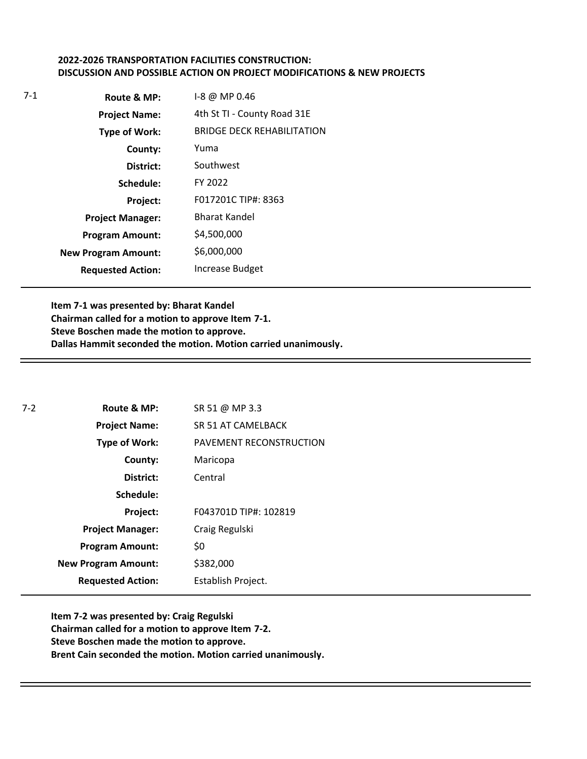**2022-2026 TRANSPORTATION FACILITIES CONSTRUCTION:**
**DISCUSSION AND POSSIBLE ACTION ON PROJECT MODIFICATIONS & NEW PROJECTS**

7-1

| | |
|---|---|
| **Route & MP:** | I-8 @ MP 0.46 |
| **Project Name:** | 4th St TI - County Road 31E |
| **Type of Work:** | BRIDGE DECK REHABILITATION |
| **County:** | Yuma |
| **District:** | Southwest |
| **Schedule:** | FY 2022 |
| **Project:** | F017201C TIP#: 8363 |
| **Project Manager:** | Bharat Kandel |
| **Program Amount:** | $4,500,000 |
| **New Program Amount:** | $6,000,000 |
| **Requested Action:** | Increase Budget |

**Item 7-1 was presented by: Bharat Kandel**
**Chairman called for a motion to approve Item 7-1.**
**Steve Boschen made the motion to approve.**
**Dallas Hammit seconded the motion. Motion carried unanimously.**

7-2

| | |
|---|---|
| **Route & MP:** | SR 51 @ MP 3.3 |
| **Project Name:** | SR 51 AT CAMELBACK |
| **Type of Work:** | PAVEMENT RECONSTRUCTION |
| **County:** | Maricopa |
| **District:** | Central |
| **Schedule:** | |
| **Project:** | F043701D TIP#: 102819 |
| **Project Manager:** | Craig Regulski |
| **Program Amount:** | $0 |
| **New Program Amount:** | $382,000 |
| **Requested Action:** | Establish Project. |

**Item 7-2 was presented by: Craig Regulski**
**Chairman called for a motion to approve Item 7-2.**
**Steve Boschen made the motion to approve.**
**Brent Cain seconded the motion. Motion carried unanimously.**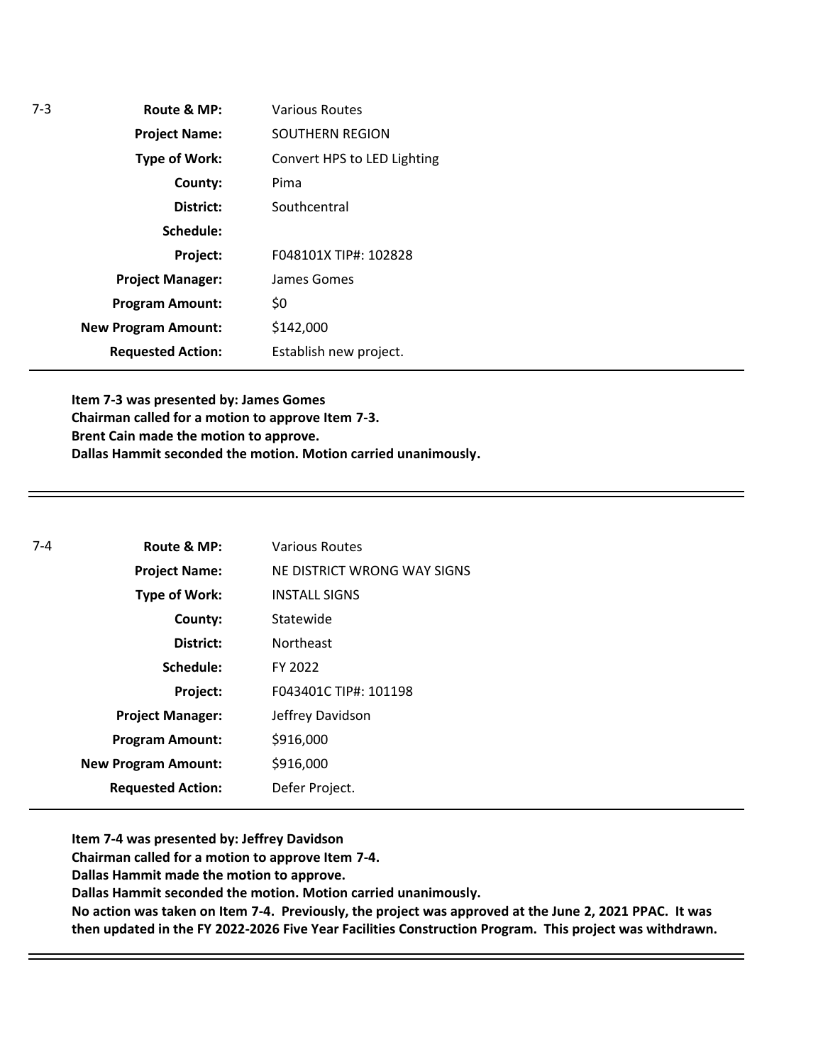7-3

| | |
|---|---|
| **Route & MP:** | Various Routes |
| **Project Name:** | SOUTHERN REGION |
| **Type of Work:** | Convert HPS to LED Lighting |
| **County:** | Pima |
| **District:** | Southcentral |
| **Schedule:** | |
| **Project:** | F048101X TIP#: 102828 |
| **Project Manager:** | James Gomes |
| **Program Amount:** | $0 |
| **New Program Amount:** | $142,000 |
| **Requested Action:** | Establish new project. |

**Item 7-3 was presented by: James Gomes**
**Chairman called for a motion to approve Item 7-3.**
**Brent Cain made the motion to approve.**
**Dallas Hammit seconded the motion. Motion carried unanimously.**

---

7-4

| | |
|---|---|
| **Route & MP:** | Various Routes |
| **Project Name:** | NE DISTRICT WRONG WAY SIGNS |
| **Type of Work:** | INSTALL SIGNS |
| **County:** | Statewide |
| **District:** | Northeast |
| **Schedule:** | FY 2022 |
| **Project:** | F043401C TIP#: 101198 |
| **Project Manager:** | Jeffrey Davidson |
| **Program Amount:** | $916,000 |
| **New Program Amount:** | $916,000 |
| **Requested Action:** | Defer Project. |

**Item 7-4 was presented by: Jeffrey Davidson**
**Chairman called for a motion to approve Item 7-4.**
**Dallas Hammit made the motion to approve.**
**Dallas Hammit seconded the motion. Motion carried unanimously.**
**No action was taken on Item 7-4. Previously, the project was approved at the June 2, 2021 PPAC. It was then updated in the FY 2022-2026 Five Year Facilities Construction Program. This project was withdrawn.**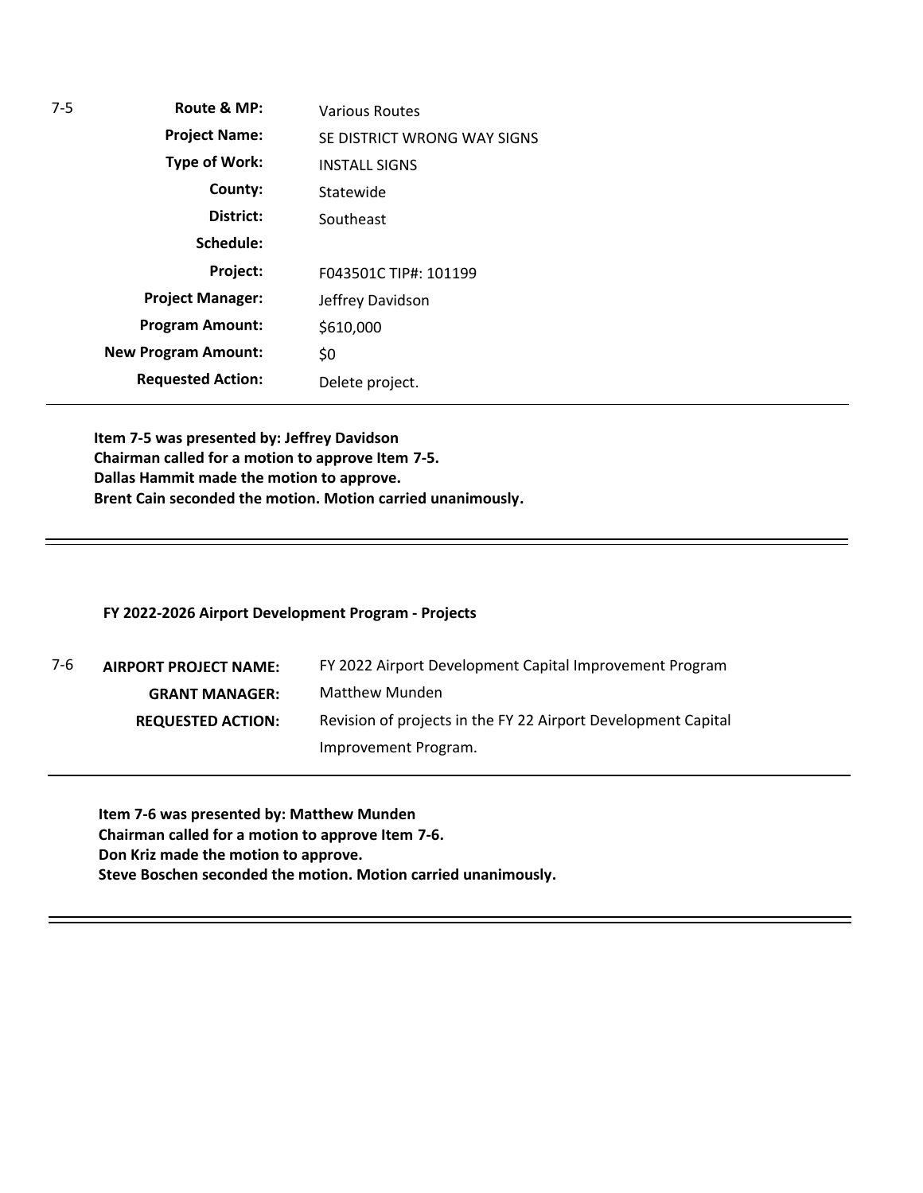| 7-5 | | |
|---|---|---|
| | **Route & MP:** | Various Routes |
| | **Project Name:** | SE DISTRICT WRONG WAY SIGNS |
| | **Type of Work:** | INSTALL SIGNS |
| | **County:** | Statewide |
| | **District:** | Southeast |
| | **Schedule:** | |
| | **Project:** | F043501C TIP#: 101199 |
| | **Project Manager:** | Jeffrey Davidson |
| | **Program Amount:** | $610,000 |
| | **New Program Amount:** | $0 |
| | **Requested Action:** | Delete project. |

**Item 7-5 was presented by: Jeffrey Davidson**
**Chairman called for a motion to approve Item 7-5.**
**Dallas Hammit made the motion to approve.**
**Brent Cain seconded the motion. Motion carried unanimously.**

---

**FY 2022-2026 Airport Development Program - Projects**

| 7-6 | | |
|---|---|---|
| | **AIRPORT PROJECT NAME:** | FY 2022 Airport Development Capital Improvement Program |
| | **GRANT MANAGER:** | Matthew Munden |
| | **REQUESTED ACTION:** | Revision of projects in the FY 22 Airport Development Capital Improvement Program. |

**Item 7-6 was presented by: Matthew Munden**
**Chairman called for a motion to approve Item 7-6.**
**Don Kriz made the motion to approve.**
**Steve Boschen seconded the motion. Motion carried unanimously.**

---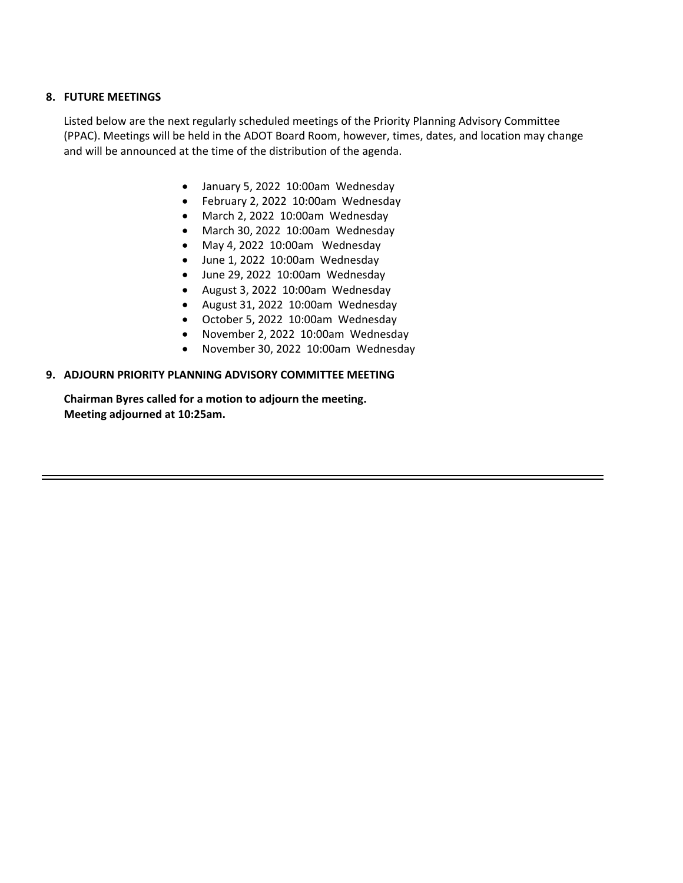## 8. FUTURE MEETINGS

Listed below are the next regularly scheduled meetings of the Priority Planning Advisory Committee (PPAC). Meetings will be held in the ADOT Board Room, however, times, dates, and location may change and will be announced at the time of the distribution of the agenda.

- January 5, 2022 10:00am Wednesday
- February 2, 2022 10:00am Wednesday
- March 2, 2022 10:00am Wednesday
- March 30, 2022 10:00am Wednesday
- May 4, 2022 10:00am Wednesday
- June 1, 2022 10:00am Wednesday
- June 29, 2022 10:00am Wednesday
- August 3, 2022 10:00am Wednesday
- August 31, 2022 10:00am Wednesday
- October 5, 2022 10:00am Wednesday
- November 2, 2022 10:00am Wednesday
- November 30, 2022 10:00am Wednesday

## 9. ADJOURN PRIORITY PLANNING ADVISORY COMMITTEE MEETING

**Chairman Byres called for a motion to adjourn the meeting.**
**Meeting adjourned at 10:25am.**